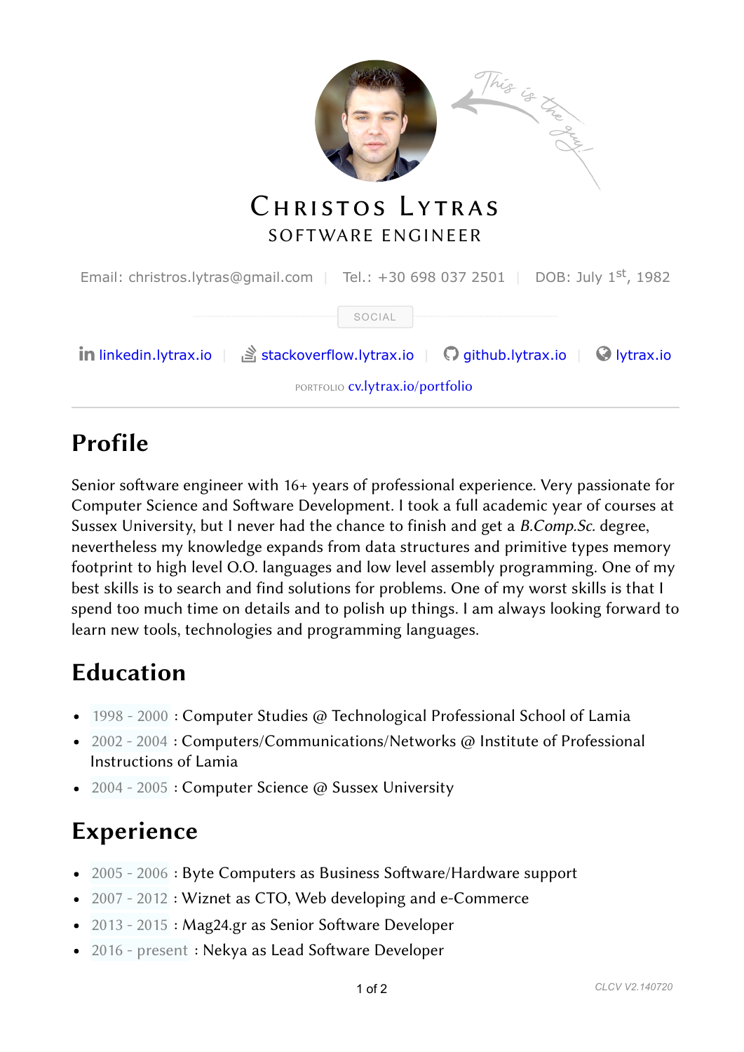This is the guy!

# Christos Lytras

SOFTWARE ENGINEER

Email: christros.lytras@gmail.com | Tel.: +30 698 037 2501 | DOB: July 1st, 1982

SOCIAL

linkedin.lytrax.io | stackoverflow.lytrax.io | github.lytrax.io | lytrax.io

PORTFOLIO cv.lytrax.io/portfolio

## Profile

Senior software engineer with 16+ years of professional experience. Very passionate for Computer Science and Software Development. I took a full academic year of courses at Sussex University, but I never had the chance to finish and get a *B.Comp.Sc.* degree, nevertheless my knowledge expands from data structures and primitive types memory footprint to high level O.O. languages and low level assembly programming. One of my best skills is to search and find solutions for problems. One of my worst skills is that I spend too much time on details and to polish up things. I am always looking forward to learn new tools, technologies and programming languages.

## Education

- 1998 - 2000 : Computer Studies @ Technological Professional School of Lamia
- 2002 - 2004 : Computers/Communications/Networks @ Institute of Professional Instructions of Lamia
- 2004 - 2005 : Computer Science @ Sussex University

## Experience

- 2005 - 2006 : Byte Computers as Business Software/Hardware support
- 2007 - 2012 : Wiznet as CTO, Web developing and e-Commerce
- 2013 - 2015 : Mag24.gr as Senior Software Developer
- 2016 - present : Nekya as Lead Software Developer

CLCV V2.140720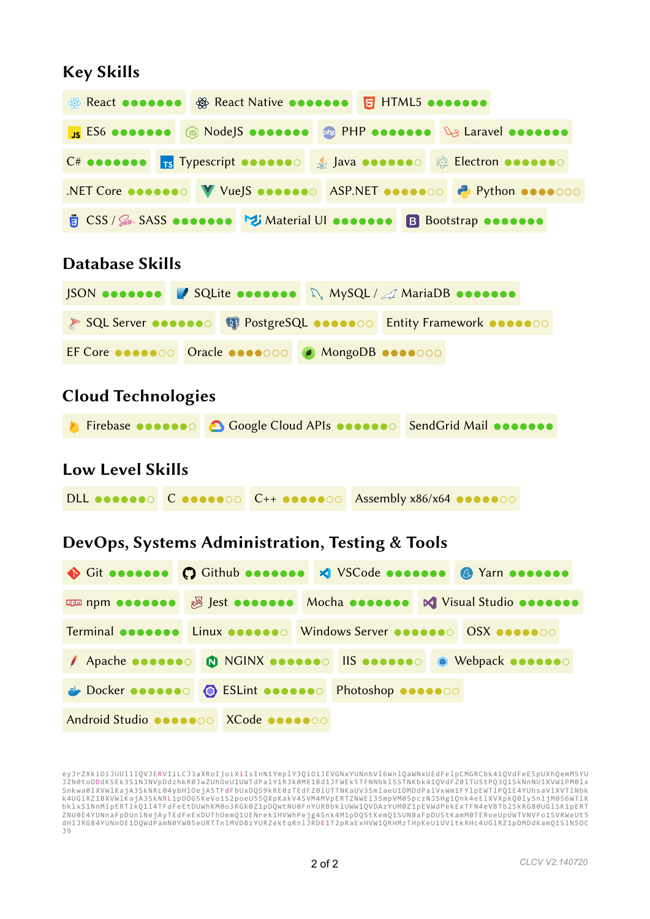## Key Skills

- React ●●●●●●●
- React Native ●●●●●●●
- HTML5 ●●●●●●●
- ES6 ●●●●●●●
- NodeJS ●●●●●●●
- PHP ●●●●●●●
- Laravel ●●●●●●●
- C# ●●●●●●●
- Typescript ●●●●●●○
- Java ●●●●●●○
- Electron ●●●●●●○
- .NET Core ●●●●●●○
- VueJS ●●●●●●○
- ASP.NET ●●●●●○○
- Python ●●●●○○○
- CSS / SASS ●●●●●●●
- Material UI ●●●●●●●
- Bootstrap ●●●●●●●

## Database Skills

- JSON ●●●●●●●
- SQLite ●●●●●●●
- MySQL / MariaDB ●●●●●●●
- SQL Server ●●●●●●○
- PostgreSQL ●●●●●○○
- Entity Framework ●●●●●○○
- EF Core ●●●●●○○
- Oracle ●●●●○○○
- MongoDB ●●●●○○○

## Cloud Technologies

- Firebase ●●●●●●○
- Google Cloud APIs ●●●●●●○
- SendGrid Mail ●●●●●●●

## Low Level Skills

- DLL ●●●●●●○
- C ●●●●●○○
- C++ ●●●●●○○
- Assembly x86/x64 ●●●●●○○

## DevOps, Systems Administration, Testing & Tools

- Git ●●●●●●●
- Github ●●●●●●●
- VSCode ●●●●●●●
- Yarn ●●●●●●●
- npm ●●●●●●●
- Jest ●●●●●●●
- Mocha ●●●●●●●
- Visual Studio ●●●●●●●
- Terminal ●●●●●●●
- Linux ●●●●●●○
- Windows Server ●●●●●●○
- OSX ●●●●●○○
- Apache ●●●●●●○
- NGINX ●●●●●●○
- IIS ●●●●●●○
- Webpack ●●●●●●○
- Docker ●●●●●●○
- ESLint ●●●●●●○
- Photoshop ●●●●●○○
- Android Studio ●●●●●○○
- XCode ●●●●●○○

```
eyJrZXkiOiJUUl1IQVJERVIiLCJ3aXRoIjoiXiIsInN1YmplY3QiOiJEVGNxYUNnbVl6Wn1QaWNxUEdFelpCMGRCbk41QVdFeE5pUXhQemM5YU
JZN0toODdKSEk3S1NJNVpDdzhkR0JwZUhOeU1UWTdPalY1R3k0ME1Bd1JFWEk5TFNNbk1SSTNKbk41QVdFZ01TUStPQ3Q1SkNnNU1XVW1PM01x
Snkwa01XVW1KajA3SkNRL04ybH1OejA5TFdFbUxDQS9kREozTEdFZ01UTTNKaUV3Sm1aeU1DMDdPalVxWm1FY1pEWTlPQ1E4YUhsaV1XVTlNbk
k4UG1RZ1BXVW1KajA3SkNRL1pDOG5KeVo1S2poeU55QXpKakV4SVM4MVpERTZNWE13SmpVM05pczNJSHg1Qnk4eE1XVXpkQ01ySnljM056WTlK
bk1xS1NnMlpERTlkQ114TFdFeEtDUWhKM0o3RGk0Z1pDQWtNU0FnYURBbk1UWW1QVDAzYUM0Z1pEVWdPekExTFN4eVBTb25KRG80UG1SK1pERT
ZNU0E4YUNnaFpDUnlNejAyTEdFeExDUThOemQ1UENrek1HVWhPejg4Snk4M1pDQStKemQ1SUNBaFpDUStKamM0TEROeUpUWTVNVFo1SVRWeUt5
dHlJRG84YUNnOE1DQWdPamN0YVW05eURTTn1MVDBzYURZektqRn1JRDE1T2pRaExHVW1QRHMzTHpKeU1UVitkRHc4UG1RZ1pDMDdKamQ1S1NSOC
J9
```

CLCV V2.140720